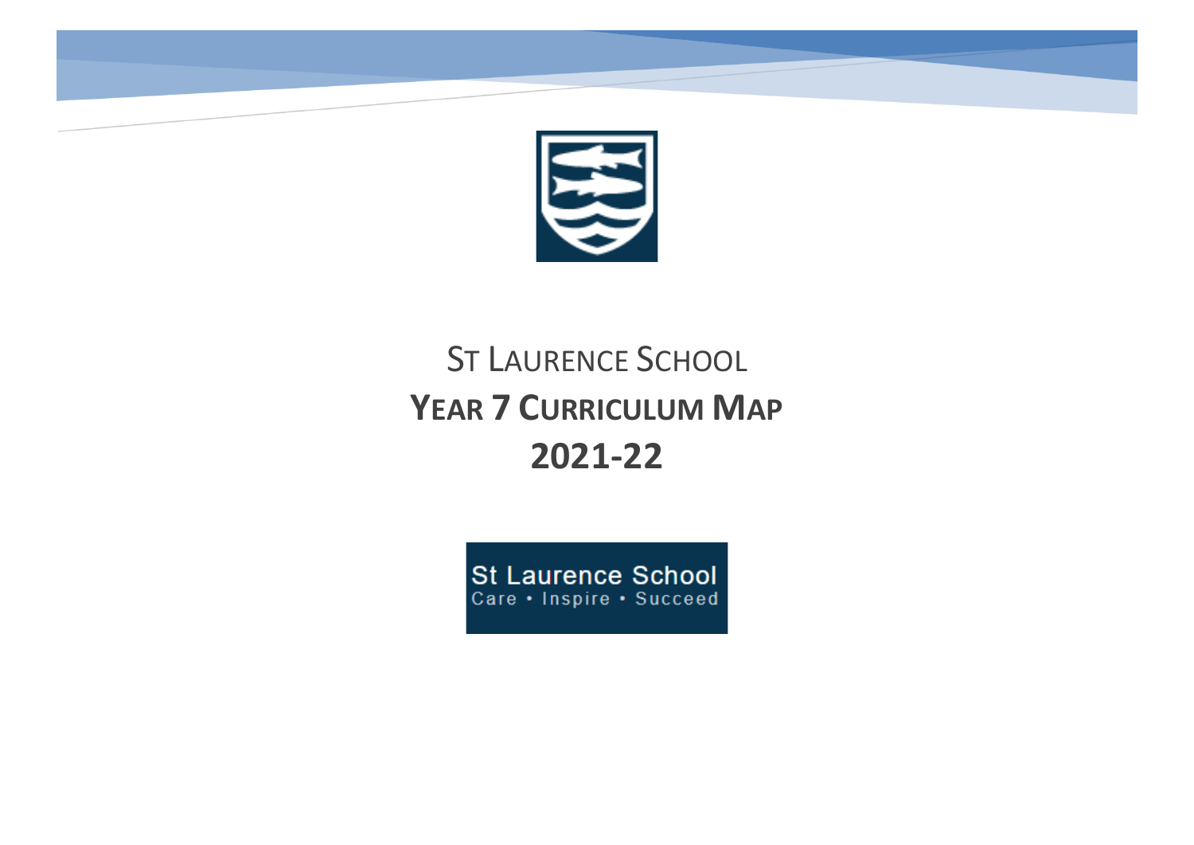# St Laurence School

## Year 7 Curriculum Map

## 2021-22

St Laurence School
Care • Inspire • Succeed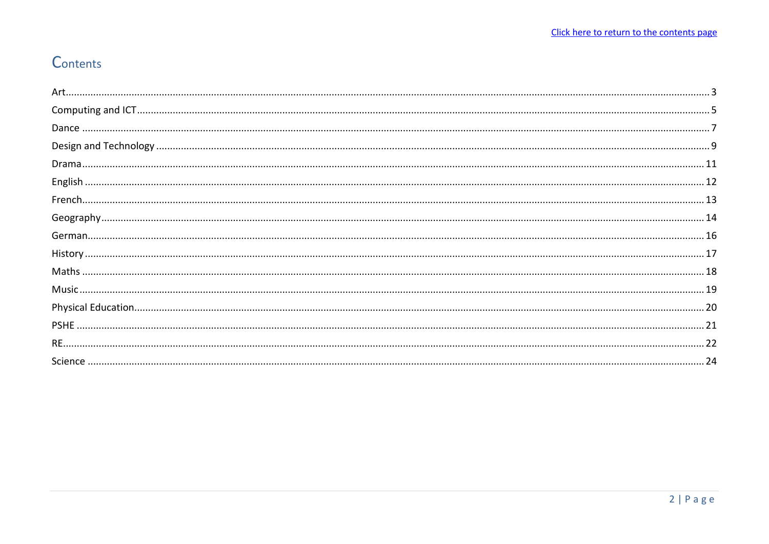# Contents

| | |
|---|---|
| Art | 3 |
| Computing and ICT | 5 |
| Dance | 7 |
| Design and Technology | 9 |
| Drama | 11 |
| English | 12 |
| French | 13 |
| Geography | 14 |
| German | 16 |
| History | 17 |
| Maths | 18 |
| Music | 19 |
| Physical Education | 20 |
| PSHE | 21 |
| RE | 22 |
| Science | 24 |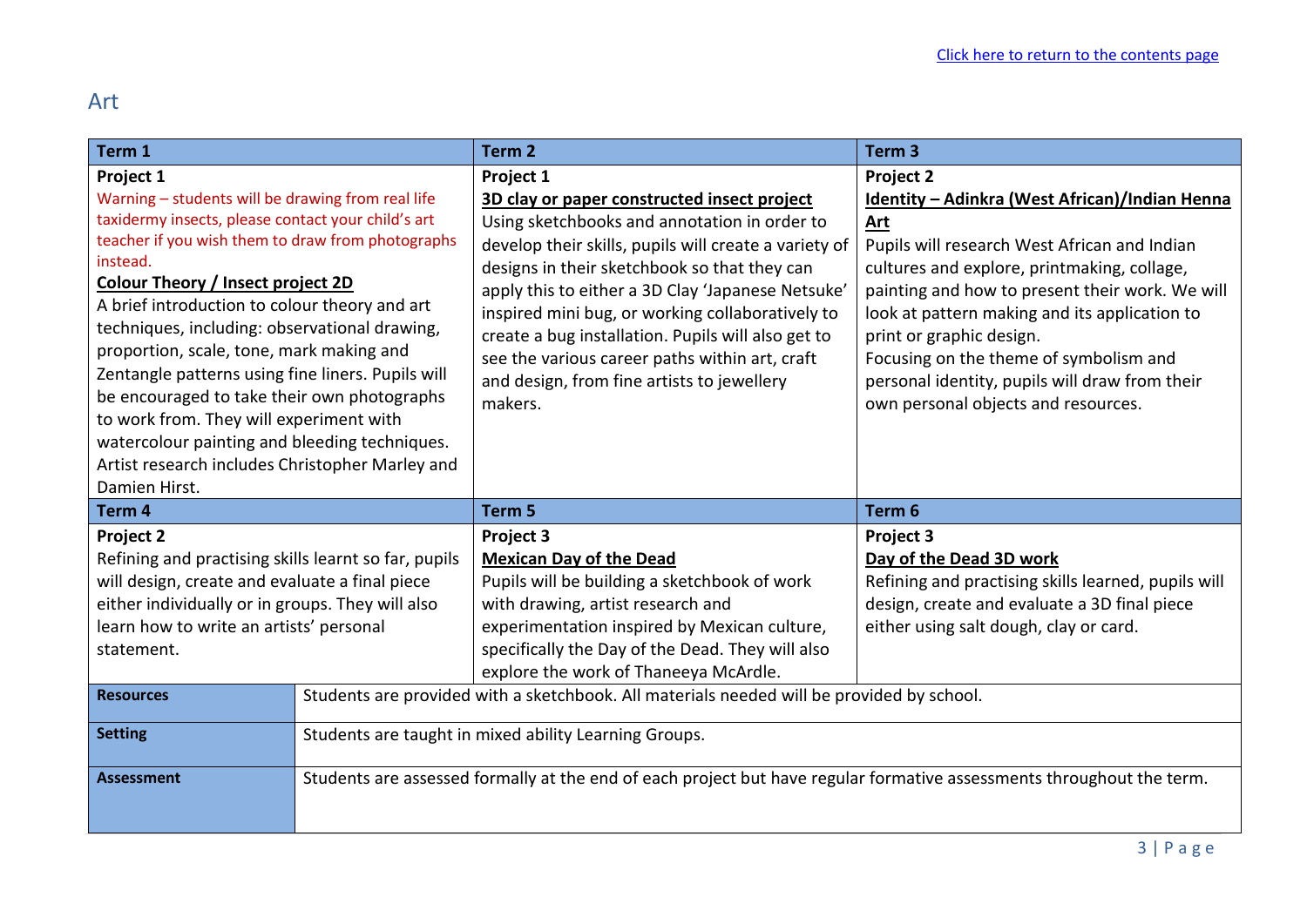[Click here to return to the contents page]

## Art

| Term 1 | Term 2 | Term 3 |
| --- | --- | --- |
| **Project 1**<br>Warning – students will be drawing from real life taxidermy insects, please contact your child's art teacher if you wish them to draw from photographs instead.<br>**Colour Theory / Insect project 2D**<br>A brief introduction to colour theory and art techniques, including: observational drawing, proportion, scale, tone, mark making and Zentangle patterns using fine liners. Pupils will be encouraged to take their own photographs to work from. They will experiment with watercolour painting and bleeding techniques. Artist research includes Christopher Marley and Damien Hirst. | **Project 1**<br>**3D clay or paper constructed insect project**<br>Using sketchbooks and annotation in order to develop their skills, pupils will create a variety of designs in their sketchbook so that they can apply this to either a 3D Clay 'Japanese Netsuke' inspired mini bug, or working collaboratively to create a bug installation. Pupils will also get to see the various career paths within art, craft and design, from fine artists to jewellery makers. | **Project 2**<br>**Identity – Adinkra (West African)/Indian Henna Art**<br>Pupils will research West African and Indian cultures and explore, printmaking, collage, painting and how to present their work. We will look at pattern making and its application to print or graphic design.<br>Focusing on the theme of symbolism and personal identity, pupils will draw from their own personal objects and resources. |
| **Term 4** | **Term 5** | **Term 6** |
| **Project 2**<br>Refining and practising skills learnt so far, pupils will design, create and evaluate a final piece either individually or in groups. They will also learn how to write an artists' personal statement. | **Project 3**<br>**Mexican Day of the Dead**<br>Pupils will be building a sketchbook of work with drawing, artist research and experimentation inspired by Mexican culture, specifically the Day of the Dead. They will also explore the work of Thaneeya McArdle. | **Project 3**<br>**Day of the Dead 3D work**<br>Refining and practising skills learned, pupils will design, create and evaluate a 3D final piece either using salt dough, clay or card. |

| | |
| --- | --- |
| **Resources** | Students are provided with a sketchbook. All materials needed will be provided by school. |
| **Setting** | Students are taught in mixed ability Learning Groups. |
| **Assessment** | Students are assessed formally at the end of each project but have regular formative assessments throughout the term. |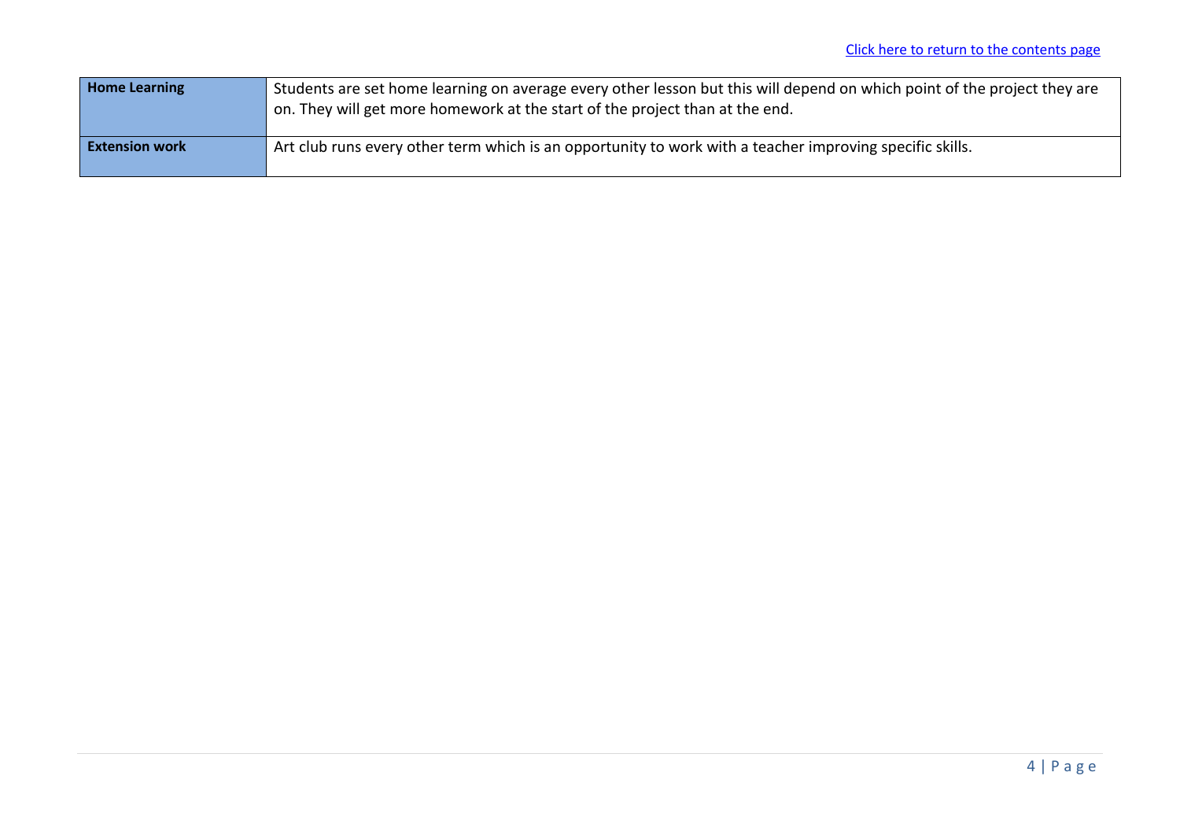[Click here to return to the contents page]

| **Home Learning** | Students are set home learning on average every other lesson but this will depend on which point of the project they are on. They will get more homework at the start of the project than at the end. |
|---|---|
| **Extension work** | Art club runs every other term which is an opportunity to work with a teacher improving specific skills. |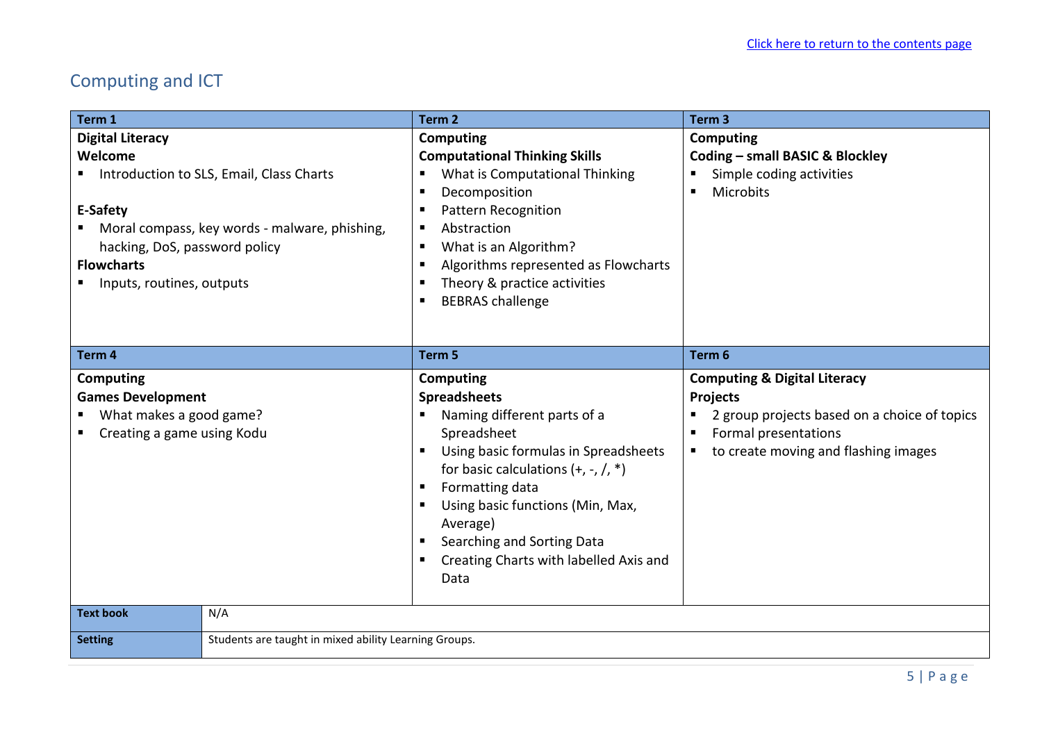[Click here to return to the contents page]

## Computing and ICT

| Term 1 | Term 2 | Term 3 |
| --- | --- | --- |
| **Digital Literacy**<br>**Welcome**<br>▪ Introduction to SLS, Email, Class Charts<br><br>**E-Safety**<br>▪ Moral compass, key words - malware, phishing, hacking, DoS, password policy<br>**Flowcharts**<br>▪ Inputs, routines, outputs | **Computing**<br>**Computational Thinking Skills**<br>▪ What is Computational Thinking<br>▪ Decomposition<br>▪ Pattern Recognition<br>▪ Abstraction<br>▪ What is an Algorithm?<br>▪ Algorithms represented as Flowcharts<br>▪ Theory & practice activities<br>▪ BEBRAS challenge | **Computing**<br>**Coding – small BASIC & Blockley**<br>▪ Simple coding activities<br>▪ Microbits |
| **Term 4** | **Term 5** | **Term 6** |
| **Computing**<br>**Games Development**<br>▪ What makes a good game?<br>▪ Creating a game using Kodu | **Computing**<br>**Spreadsheets**<br>▪ Naming different parts of a Spreadsheet<br>▪ Using basic formulas in Spreadsheets for basic calculations (+, -, /, *)<br>▪ Formatting data<br>▪ Using basic functions (Min, Max, Average)<br>▪ Searching and Sorting Data<br>▪ Creating Charts with labelled Axis and Data | **Computing & Digital Literacy**<br>**Projects**<br>▪ 2 group projects based on a choice of topics<br>▪ Formal presentations<br>▪ to create moving and flashing images |

| | |
| --- | --- |
| **Text book** | N/A |
| **Setting** | Students are taught in mixed ability Learning Groups. |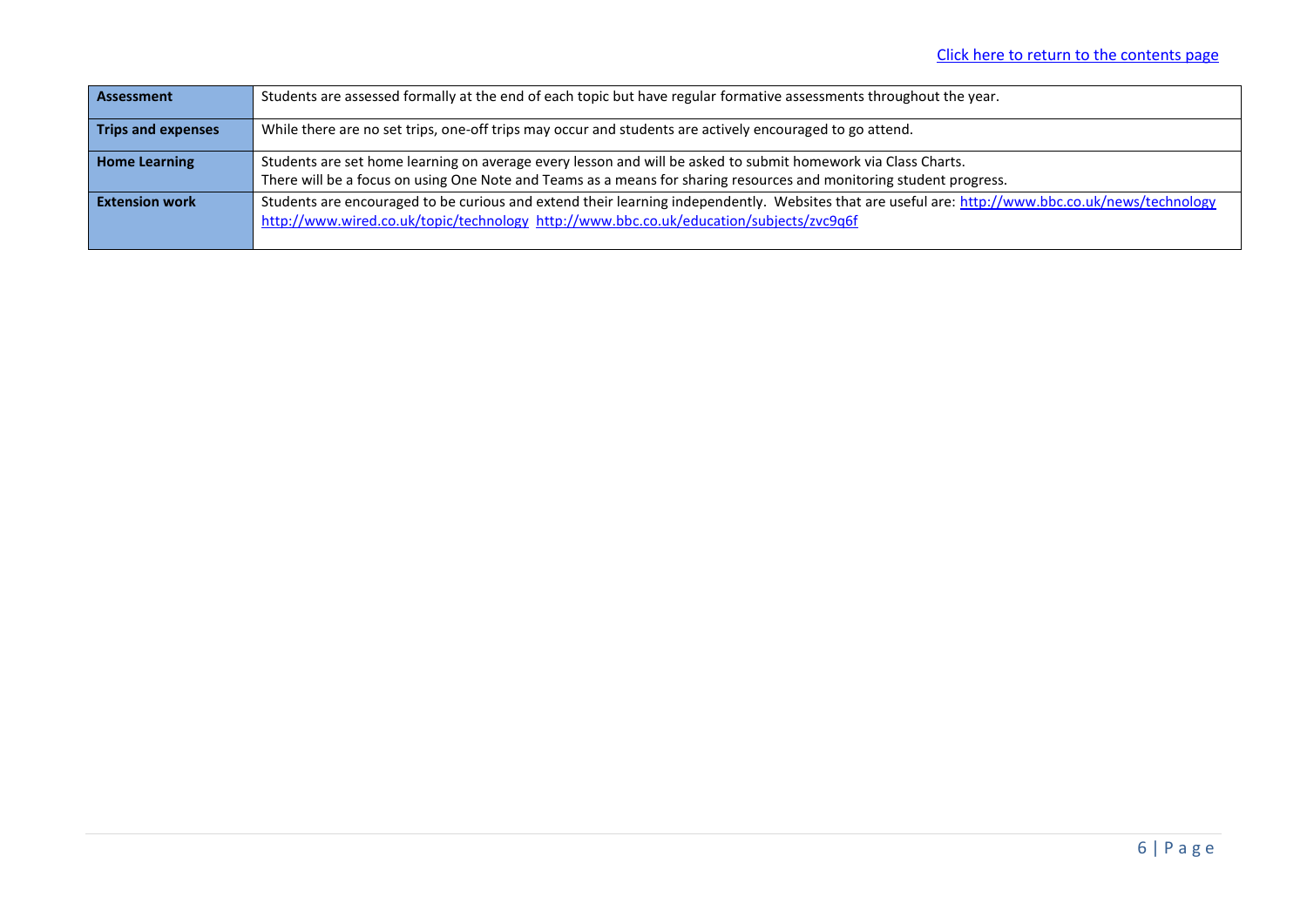[Click here to return to the contents page]

| | |
|---|---|
| **Assessment** | Students are assessed formally at the end of each topic but have regular formative assessments throughout the year. |
| **Trips and expenses** | While there are no set trips, one-off trips may occur and students are actively encouraged to go attend. |
| **Home Learning** | Students are set home learning on average every lesson and will be asked to submit homework via Class Charts.<br>There will be a focus on using One Note and Teams as a means for sharing resources and monitoring student progress. |
| **Extension work** | Students are encouraged to be curious and extend their learning independently. Websites that are useful are: http://www.bbc.co.uk/news/technology http://www.wired.co.uk/topic/technology http://www.bbc.co.uk/education/subjects/zvc9q6f |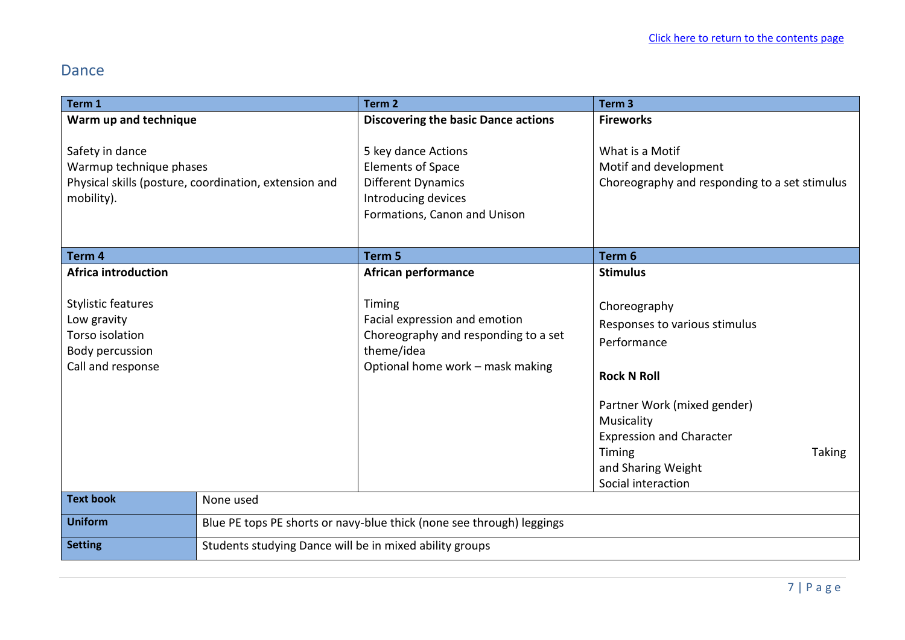[Click here to return to the contents page]

## Dance

| Term 1 | Term 2 | Term 3 |
|---|---|---|
| **Warm up and technique**<br><br>Safety in dance<br>Warmup technique phases<br>Physical skills (posture, coordination, extension and mobility). | **Discovering the basic Dance actions**<br><br>5 key dance Actions<br>Elements of Space<br>Different Dynamics<br>Introducing devices<br>Formations, Canon and Unison | **Fireworks**<br><br>What is a Motif<br>Motif and development<br>Choreography and responding to a set stimulus |
| **Term 4** | **Term 5** | **Term 6** |
| **Africa introduction**<br><br>Stylistic features<br>Low gravity<br>Torso isolation<br>Body percussion<br>Call and response | **African performance**<br><br>Timing<br>Facial expression and emotion<br>Choreography and responding to a set theme/idea<br>Optional home work – mask making | **Stimulus**<br><br>Choreography<br>Responses to various stimulus<br>Performance<br><br>**Rock N Roll**<br><br>Partner Work (mixed gender)<br>Musicality<br>Expression and Character<br>Timing Taking and Sharing Weight<br>Social interaction |

| | |
|---|---|
| **Text book** | None used |
| **Uniform** | Blue PE tops PE shorts or navy-blue thick (none see through) leggings |
| **Setting** | Students studying Dance will be in mixed ability groups |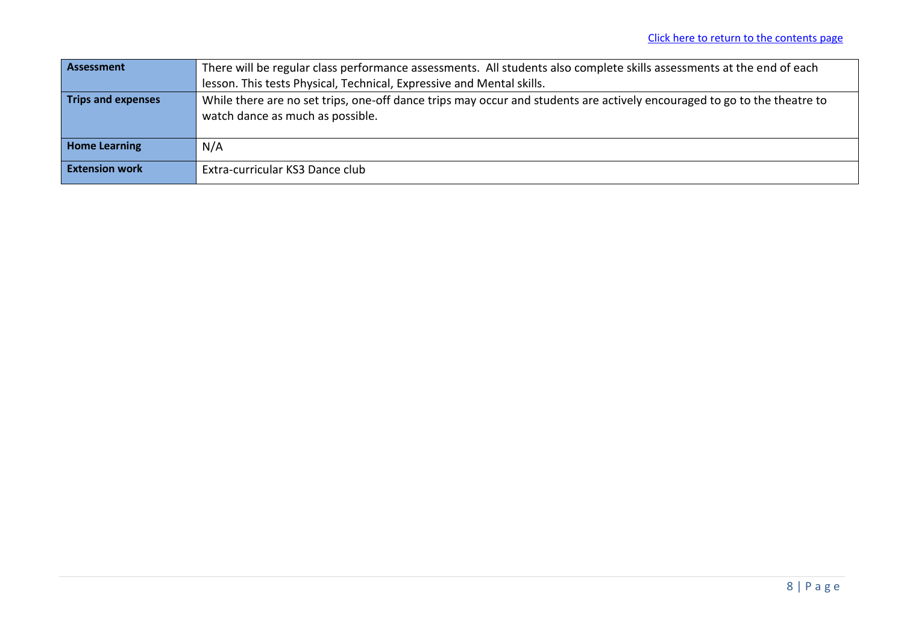[Click here to return to the contents page]

| | |
|---|---|
| **Assessment** | There will be regular class performance assessments. All students also complete skills assessments at the end of each lesson. This tests Physical, Technical, Expressive and Mental skills. |
| **Trips and expenses** | While there are no set trips, one-off dance trips may occur and students are actively encouraged to go to the theatre to watch dance as much as possible. |
| **Home Learning** | N/A |
| **Extension work** | Extra-curricular KS3 Dance club |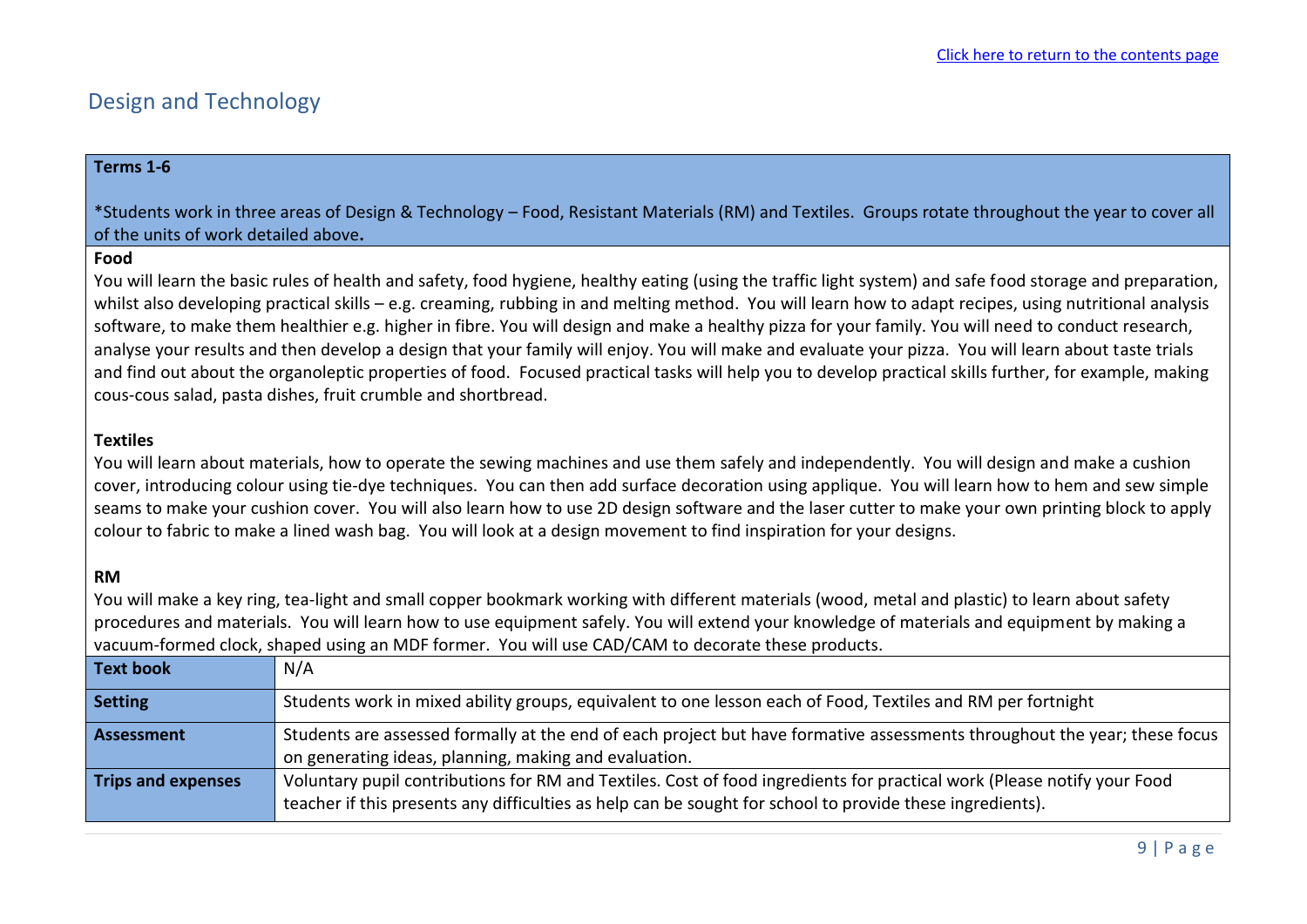# Design and Technology

**Terms 1-6**

*Students work in three areas of Design & Technology – Food, Resistant Materials (RM) and Textiles. Groups rotate throughout the year to cover all of the units of work detailed above**.**

**Food**

You will learn the basic rules of health and safety, food hygiene, healthy eating (using the traffic light system) and safe food storage and preparation, whilst also developing practical skills – e.g. creaming, rubbing in and melting method. You will learn how to adapt recipes, using nutritional analysis software, to make them healthier e.g. higher in fibre. You will design and make a healthy pizza for your family. You will need to conduct research, analyse your results and then develop a design that your family will enjoy. You will make and evaluate your pizza. You will learn about taste trials and find out about the organoleptic properties of food. Focused practical tasks will help you to develop practical skills further, for example, making cous-cous salad, pasta dishes, fruit crumble and shortbread.

**Textiles**

You will learn about materials, how to operate the sewing machines and use them safely and independently. You will design and make a cushion cover, introducing colour using tie-dye techniques. You can then add surface decoration using applique. You will learn how to hem and sew simple seams to make your cushion cover. You will also learn how to use 2D design software and the laser cutter to make your own printing block to apply colour to fabric to make a lined wash bag. You will look at a design movement to find inspiration for your designs.

**RM**

You will make a key ring, tea-light and small copper bookmark working with different materials (wood, metal and plastic) to learn about safety procedures and materials. You will learn how to use equipment safely. You will extend your knowledge of materials and equipment by making a vacuum-formed clock, shaped using an MDF former. You will use CAD/CAM to decorate these products.

| | |
|---|---|
| **Text book** | N/A |
| **Setting** | Students work in mixed ability groups, equivalent to one lesson each of Food, Textiles and RM per fortnight |
| **Assessment** | Students are assessed formally at the end of each project but have formative assessments throughout the year; these focus on generating ideas, planning, making and evaluation. |
| **Trips and expenses** | Voluntary pupil contributions for RM and Textiles. Cost of food ingredients for practical work (Please notify your Food teacher if this presents any difficulties as help can be sought for school to provide these ingredients). |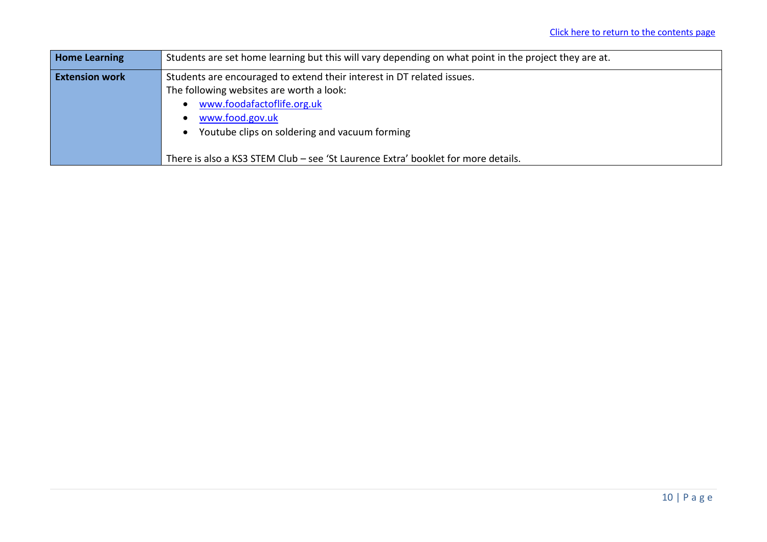[Click here to return to the contents page]

| Home Learning | Students are set home learning but this will vary depending on what point in the project they are at. |
| --- | --- |
| **Extension work** | Students are encouraged to extend their interest in DT related issues.<br>The following websites are worth a look:<br>• www.foodafactoflife.org.uk<br>• www.food.gov.uk<br>• Youtube clips on soldering and vacuum forming<br><br>There is also a KS3 STEM Club – see 'St Laurence Extra' booklet for more details. |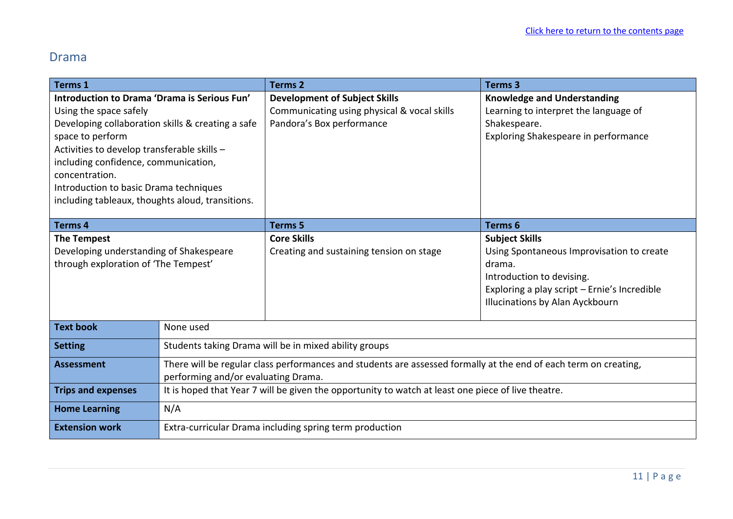[Click here to return to the contents page]

## Drama

| Terms 1 | Terms 2 | Terms 3 |
|---|---|---|
| **Introduction to Drama 'Drama is Serious Fun'**<br>Using the space safely<br>Developing collaboration skills & creating a safe space to perform<br>Activities to develop transferable skills – including confidence, communication, concentration.<br>Introduction to basic Drama techniques including tableaux, thoughts aloud, transitions. | **Development of Subject Skills**<br>Communicating using physical & vocal skills<br>Pandora's Box performance | **Knowledge and Understanding**<br>Learning to interpret the language of Shakespeare.<br>Exploring Shakespeare in performance |
| **Terms 4** | **Terms 5** | **Terms 6** |
| **The Tempest**<br>Developing understanding of Shakespeare through exploration of 'The Tempest' | **Core Skills**<br>Creating and sustaining tension on stage | **Subject Skills**<br>Using Spontaneous Improvisation to create drama.<br>Introduction to devising.<br>Exploring a play script – Ernie's Incredible Illucinations by Alan Ayckbourn |

| | |
|---|---|
| **Text book** | None used |
| **Setting** | Students taking Drama will be in mixed ability groups |
| **Assessment** | There will be regular class performances and students are assessed formally at the end of each term on creating, performing and/or evaluating Drama. |
| **Trips and expenses** | It is hoped that Year 7 will be given the opportunity to watch at least one piece of live theatre. |
| **Home Learning** | N/A |
| **Extension work** | Extra-curricular Drama including spring term production |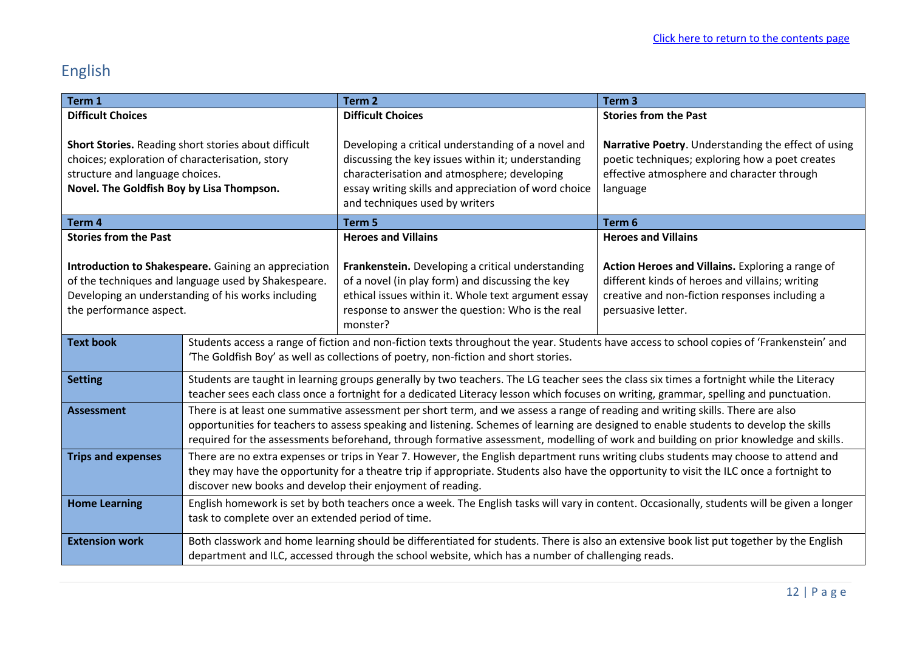[Click here to return to the contents page]

## English

| Term 1 | Term 2 | Term 3 |
|---|---|---|
| **Difficult Choices**<br><br>**Short Stories.** Reading short stories about difficult choices; exploration of characterisation, story structure and language choices.<br>**Novel. The Goldfish Boy by Lisa Thompson.** | **Difficult Choices**<br><br>Developing a critical understanding of a novel and discussing the key issues within it; understanding characterisation and atmosphere; developing essay writing skills and appreciation of word choice and techniques used by writers | **Stories from the Past**<br><br>**Narrative Poetry**. Understanding the effect of using poetic techniques; exploring how a poet creates effective atmosphere and character through language |
| **Term 4** | **Term 5** | **Term 6** |
| **Stories from the Past**<br><br>**Introduction to Shakespeare.** Gaining an appreciation of the techniques and language used by Shakespeare. Developing an understanding of his works including the performance aspect. | **Heroes and Villains**<br><br>**Frankenstein.** Developing a critical understanding of a novel (in play form) and discussing the key ethical issues within it. Whole text argument essay response to answer the question: Who is the real monster? | **Heroes and Villains**<br><br>**Action Heroes and Villains.** Exploring a range of different kinds of heroes and villains; writing creative and non-fiction responses including a persuasive letter. |

| | |
|---|---|
| **Text book** | Students access a range of fiction and non-fiction texts throughout the year. Students have access to school copies of 'Frankenstein' and 'The Goldfish Boy' as well as collections of poetry, non-fiction and short stories. |
| **Setting** | Students are taught in learning groups generally by two teachers. The LG teacher sees the class six times a fortnight while the Literacy teacher sees each class once a fortnight for a dedicated Literacy lesson which focuses on writing, grammar, spelling and punctuation. |
| **Assessment** | There is at least one summative assessment per short term, and we assess a range of reading and writing skills. There are also opportunities for teachers to assess speaking and listening. Schemes of learning are designed to enable students to develop the skills required for the assessments beforehand, through formative assessment, modelling of work and building on prior knowledge and skills. |
| **Trips and expenses** | There are no extra expenses or trips in Year 7. However, the English department runs writing clubs students may choose to attend and they may have the opportunity for a theatre trip if appropriate. Students also have the opportunity to visit the ILC once a fortnight to discover new books and develop their enjoyment of reading. |
| **Home Learning** | English homework is set by both teachers once a week. The English tasks will vary in content. Occasionally, students will be given a longer task to complete over an extended period of time. |
| **Extension work** | Both classwork and home learning should be differentiated for students. There is also an extensive book list put together by the English department and ILC, accessed through the school website, which has a number of challenging reads. |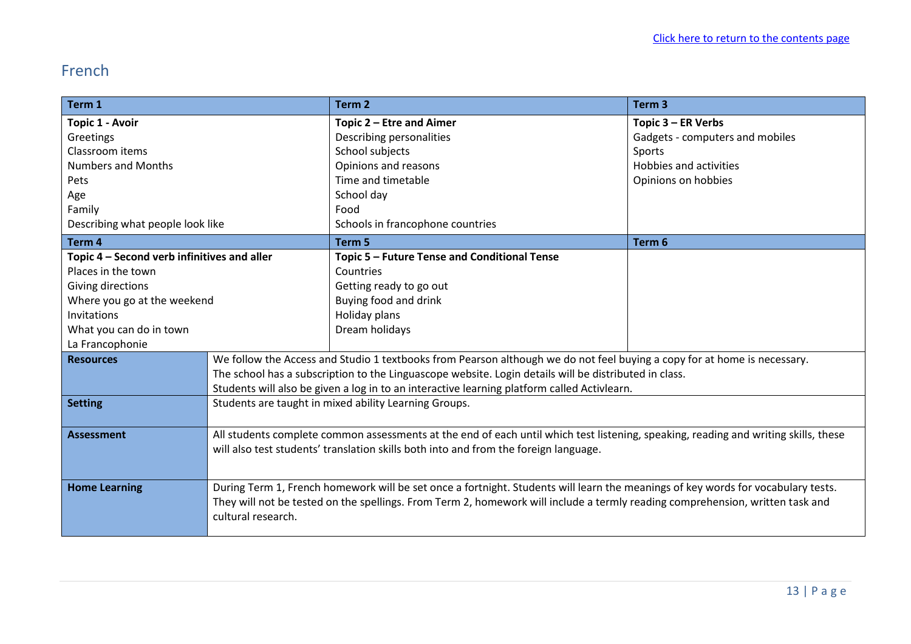[Click here to return to the contents page]

## French

| Term 1 | Term 2 | Term 3 |
| --- | --- | --- |
| **Topic 1 - Avoir**<br>Greetings<br>Classroom items<br>Numbers and Months<br>Pets<br>Age<br>Family<br>Describing what people look like | **Topic 2 – Etre and Aimer**<br>Describing personalities<br>School subjects<br>Opinions and reasons<br>Time and timetable<br>School day<br>Food<br>Schools in francophone countries | **Topic 3 – ER Verbs**<br>Gadgets - computers and mobiles<br>Sports<br>Hobbies and activities<br>Opinions on hobbies |
| **Term 4** | **Term 5** | **Term 6** |
| **Topic 4 – Second verb infinitives and aller**<br>Places in the town<br>Giving directions<br>Where you go at the weekend<br>Invitations<br>What you can do in town<br>La Francophonie | **Topic 5 – Future Tense and Conditional Tense**<br>Countries<br>Getting ready to go out<br>Buying food and drink<br>Holiday plans<br>Dream holidays | |

| | |
| --- | --- |
| **Resources** | We follow the Access and Studio 1 textbooks from Pearson although we do not feel buying a copy for at home is necessary.<br>The school has a subscription to the Linguascope website. Login details will be distributed in class.<br>Students will also be given a log in to an interactive learning platform called Activlearn. |
| **Setting** | Students are taught in mixed ability Learning Groups. |
| **Assessment** | All students complete common assessments at the end of each until which test listening, speaking, reading and writing skills, these will also test students' translation skills both into and from the foreign language. |
| **Home Learning** | During Term 1, French homework will be set once a fortnight. Students will learn the meanings of key words for vocabulary tests. They will not be tested on the spellings. From Term 2, homework will include a termly reading comprehension, written task and cultural research. |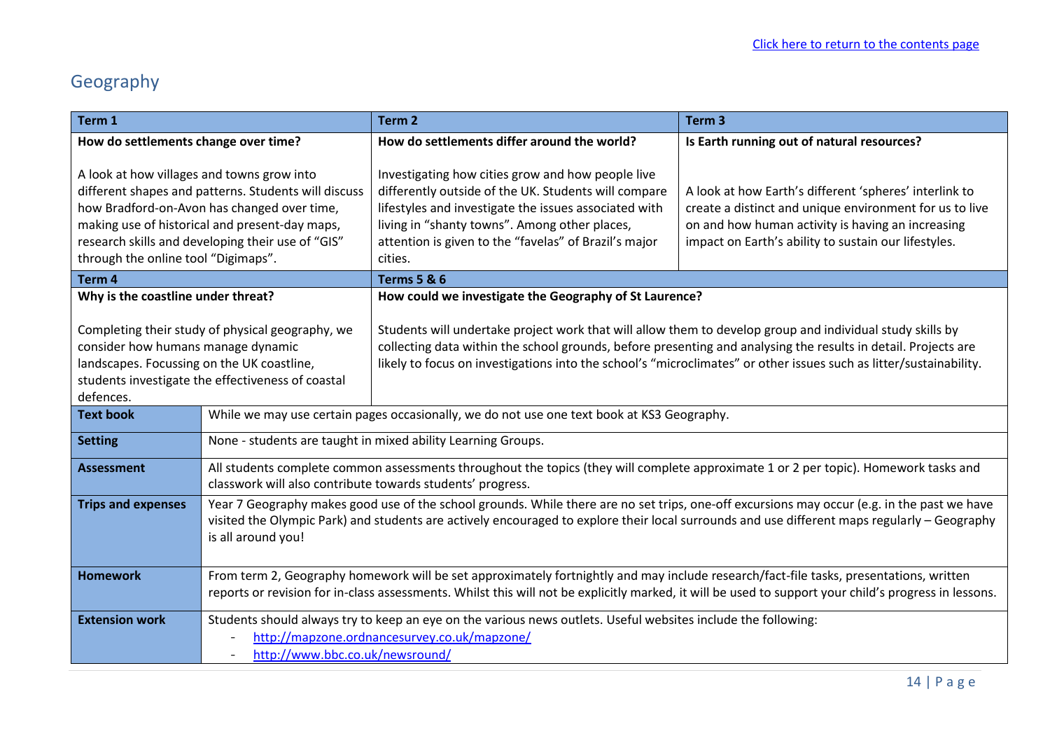[Click here to return to the contents page](#)

## Geography

| Term 1 | Term 2 | Term 3 |
| --- | --- | --- |
| **How do settlements change over time?**<br><br>A look at how villages and towns grow into different shapes and patterns. Students will discuss how Bradford-on-Avon has changed over time, making use of historical and present-day maps, research skills and developing their use of "GIS" through the online tool "Digimaps". | **How do settlements differ around the world?**<br><br>Investigating how cities grow and how people live differently outside of the UK. Students will compare lifestyles and investigate the issues associated with living in "shanty towns". Among other places, attention is given to the "favelas" of Brazil's major cities. | **Is Earth running out of natural resources?**<br><br>A look at how Earth's different 'spheres' interlink to create a distinct and unique environment for us to live on and how human activity is having an increasing impact on Earth's ability to sustain our lifestyles. |
| **Term 4** | **Terms 5 & 6** | |
| **Why is the coastline under threat?**<br><br>Completing their study of physical geography, we consider how humans manage dynamic landscapes. Focussing on the UK coastline, students investigate the effectiveness of coastal defences. | **How could we investigate the Geography of St Laurence?**<br><br>Students will undertake project work that will allow them to develop group and individual study skills by collecting data within the school grounds, before presenting and analysing the results in detail. Projects are likely to focus on investigations into the school's "microclimates" or other issues such as litter/sustainability. | |

| | |
| --- | --- |
| **Text book** | While we may use certain pages occasionally, we do not use one text book at KS3 Geography. |
| **Setting** | None - students are taught in mixed ability Learning Groups. |
| **Assessment** | All students complete common assessments throughout the topics (they will complete approximate 1 or 2 per topic). Homework tasks and classwork will also contribute towards students' progress. |
| **Trips and expenses** | Year 7 Geography makes good use of the school grounds. While there are no set trips, one-off excursions may occur (e.g. in the past we have visited the Olympic Park) and students are actively encouraged to explore their local surrounds and use different maps regularly – Geography is all around you! |
| **Homework** | From term 2, Geography homework will be set approximately fortnightly and may include research/fact-file tasks, presentations, written reports or revision for in-class assessments. Whilst this will not be explicitly marked, it will be used to support your child's progress in lessons. |
| **Extension work** | Students should always try to keep an eye on the various news outlets. Useful websites include the following:<br>- http://mapzone.ordnancesurvey.co.uk/mapzone/<br>- http://www.bbc.co.uk/newsround/ |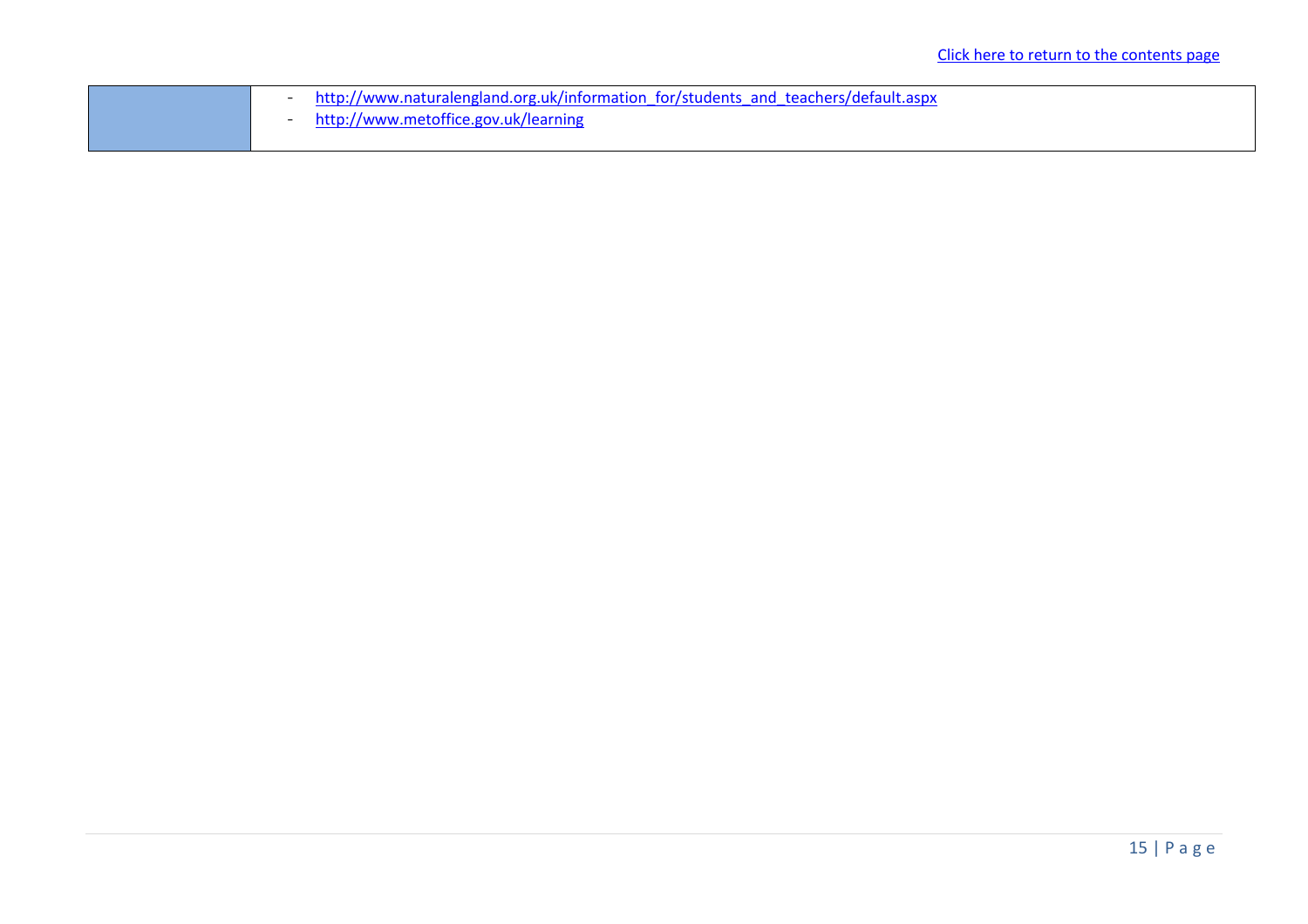[Click here to return to the contents page]

| | |
|---|---|
| | - http://www.naturalengland.org.uk/information_for/students_and_teachers/default.aspx<br>- http://www.metoffice.gov.uk/learning |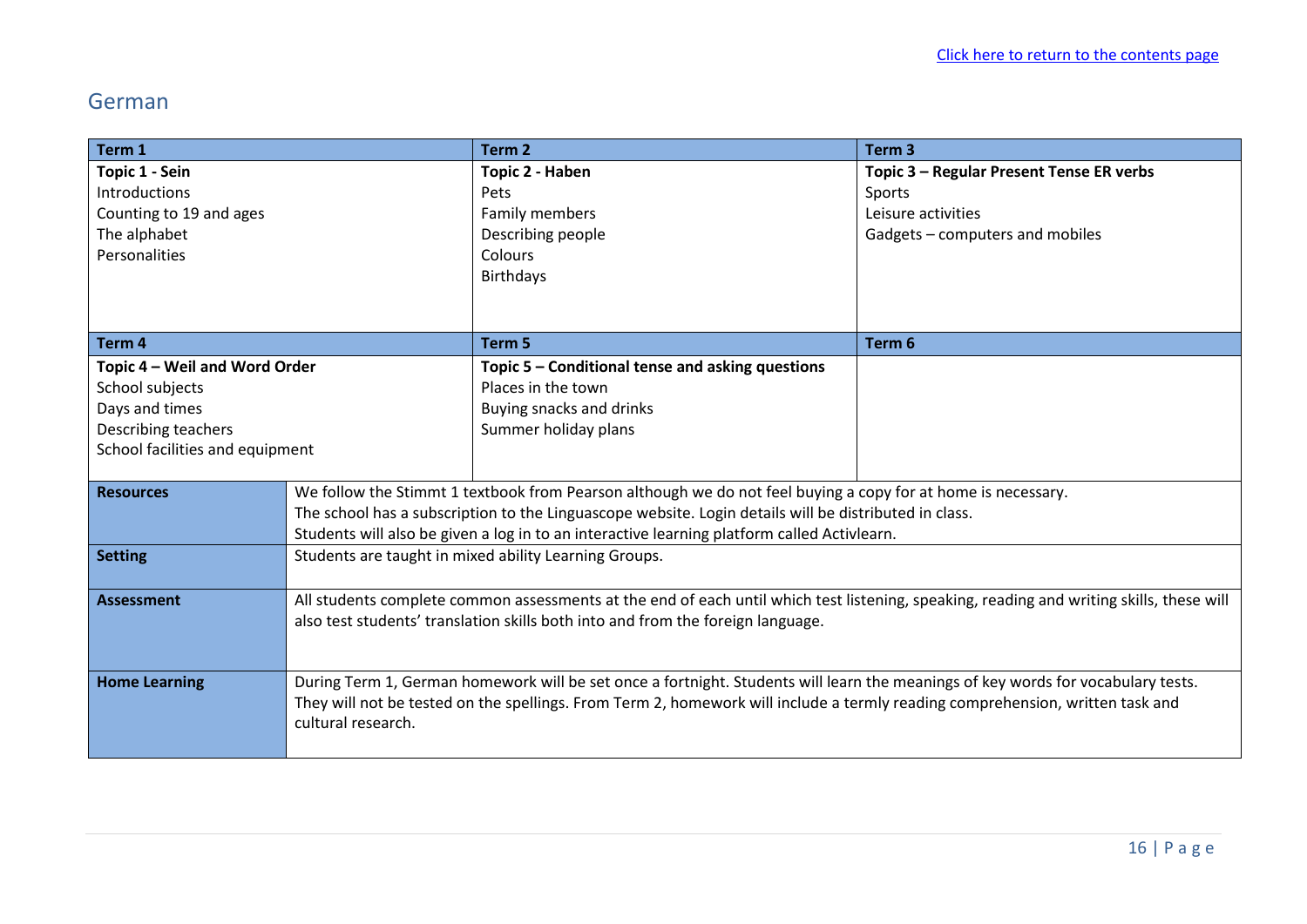[Click here to return to the contents page]

## German

| Term 1 | Term 2 | Term 3 |
| --- | --- | --- |
| **Topic 1 - Sein**<br>Introductions<br>Counting to 19 and ages<br>The alphabet<br>Personalities | **Topic 2 - Haben**<br>Pets<br>Family members<br>Describing people<br>Colours<br>Birthdays | **Topic 3 – Regular Present Tense ER verbs**<br>Sports<br>Leisure activities<br>Gadgets – computers and mobiles |
| **Term 4** | **Term 5** | **Term 6** |
| **Topic 4 – Weil and Word Order**<br>School subjects<br>Days and times<br>Describing teachers<br>School facilities and equipment | **Topic 5 – Conditional tense and asking questions**<br>Places in the town<br>Buying snacks and drinks<br>Summer holiday plans | |

| | |
| --- | --- |
| **Resources** | We follow the Stimmt 1 textbook from Pearson although we do not feel buying a copy for at home is necessary.<br>The school has a subscription to the Linguascope website. Login details will be distributed in class.<br>Students will also be given a log in to an interactive learning platform called Activlearn. |
| **Setting** | Students are taught in mixed ability Learning Groups. |
| **Assessment** | All students complete common assessments at the end of each until which test listening, speaking, reading and writing skills, these will also test students' translation skills both into and from the foreign language. |
| **Home Learning** | During Term 1, German homework will be set once a fortnight. Students will learn the meanings of key words for vocabulary tests. They will not be tested on the spellings. From Term 2, homework will include a termly reading comprehension, written task and cultural research. |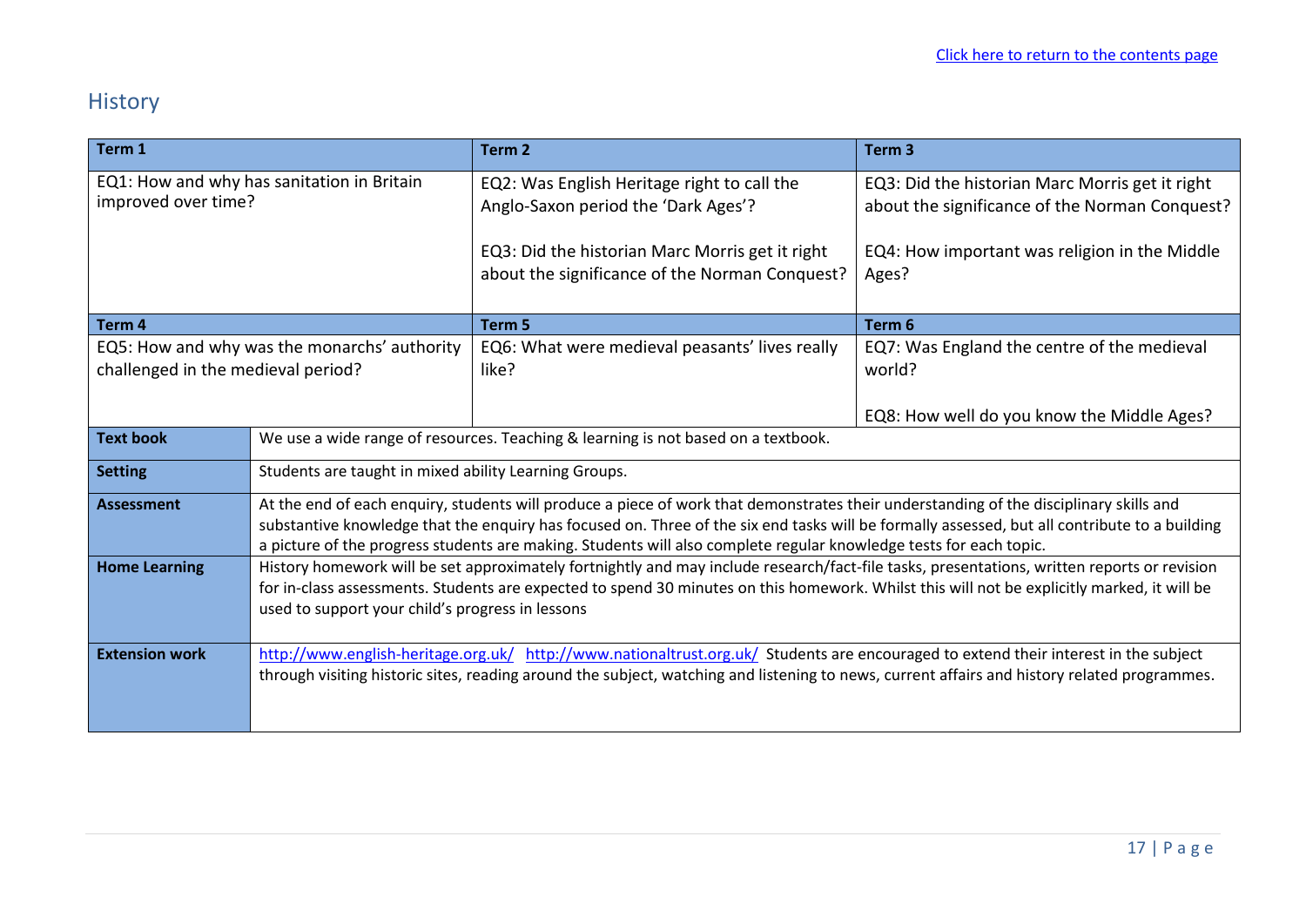[Click here to return to the contents page](#)

## History

| Term 1 | Term 2 | Term 3 |
|---|---|---|
| EQ1: How and why has sanitation in Britain improved over time? | EQ2: Was English Heritage right to call the Anglo-Saxon period the 'Dark Ages'?<br><br>EQ3: Did the historian Marc Morris get it right about the significance of the Norman Conquest? | EQ3: Did the historian Marc Morris get it right about the significance of the Norman Conquest?<br><br>EQ4: How important was religion in the Middle Ages? |
| **Term 4** | **Term 5** | **Term 6** |
| EQ5: How and why was the monarchs' authority challenged in the medieval period? | EQ6: What were medieval peasants' lives really like? | EQ7: Was England the centre of the medieval world?<br><br>EQ8: How well do you know the Middle Ages? |

| | |
|---|---|
| **Text book** | We use a wide range of resources. Teaching & learning is not based on a textbook. |
| **Setting** | Students are taught in mixed ability Learning Groups. |
| **Assessment** | At the end of each enquiry, students will produce a piece of work that demonstrates their understanding of the disciplinary skills and substantive knowledge that the enquiry has focused on. Three of the six end tasks will be formally assessed, but all contribute to a building a picture of the progress students are making. Students will also complete regular knowledge tests for each topic. |
| **Home Learning** | History homework will be set approximately fortnightly and may include research/fact-file tasks, presentations, written reports or revision for in-class assessments. Students are expected to spend 30 minutes on this homework. Whilst this will not be explicitly marked, it will be used to support your child's progress in lessons |
| **Extension work** | http://www.english-heritage.org.uk/ http://www.nationaltrust.org.uk/ Students are encouraged to extend their interest in the subject through visiting historic sites, reading around the subject, watching and listening to news, current affairs and history related programmes. |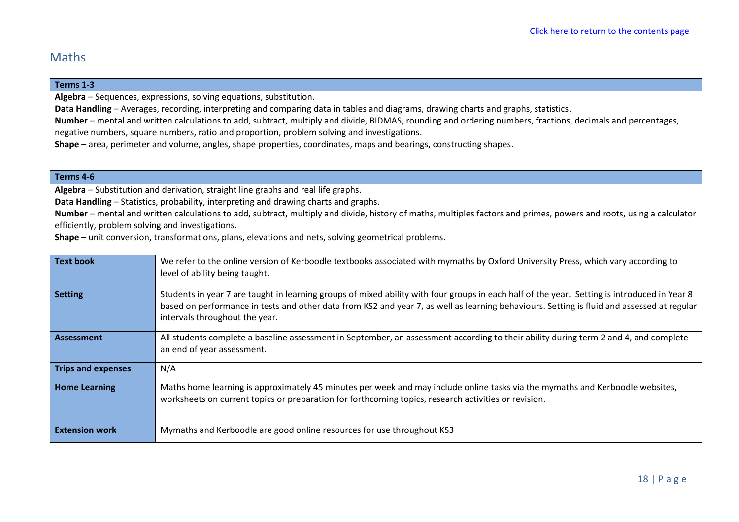[Click here to return to the contents page]

## Maths

| **Terms 1-3** | |
|---|---|
| **Algebra** – Sequences, expressions, solving equations, substitution.<br>**Data Handling** – Averages, recording, interpreting and comparing data in tables and diagrams, drawing charts and graphs, statistics.<br>**Number** – mental and written calculations to add, subtract, multiply and divide, BIDMAS, rounding and ordering numbers, fractions, decimals and percentages, negative numbers, square numbers, ratio and proportion, problem solving and investigations.<br>**Shape** – area, perimeter and volume, angles, shape properties, coordinates, maps and bearings, constructing shapes. | |
| **Terms 4-6** | |
| **Algebra** – Substitution and derivation, straight line graphs and real life graphs.<br>**Data Handling** – Statistics, probability, interpreting and drawing charts and graphs.<br>**Number** – mental and written calculations to add, subtract, multiply and divide, history of maths, multiples factors and primes, powers and roots, using a calculator efficiently, problem solving and investigations.<br>**Shape** – unit conversion, transformations, plans, elevations and nets, solving geometrical problems. | |
| **Text book** | We refer to the online version of Kerboodle textbooks associated with mymaths by Oxford University Press, which vary according to level of ability being taught. |
| **Setting** | Students in year 7 are taught in learning groups of mixed ability with four groups in each half of the year. Setting is introduced in Year 8 based on performance in tests and other data from KS2 and year 7, as well as learning behaviours. Setting is fluid and assessed at regular intervals throughout the year. |
| **Assessment** | All students complete a baseline assessment in September, an assessment according to their ability during term 2 and 4, and complete an end of year assessment. |
| **Trips and expenses** | N/A |
| **Home Learning** | Maths home learning is approximately 45 minutes per week and may include online tasks via the mymaths and Kerboodle websites, worksheets on current topics or preparation for forthcoming topics, research activities or revision. |
| **Extension work** | Mymaths and Kerboodle are good online resources for use throughout KS3 |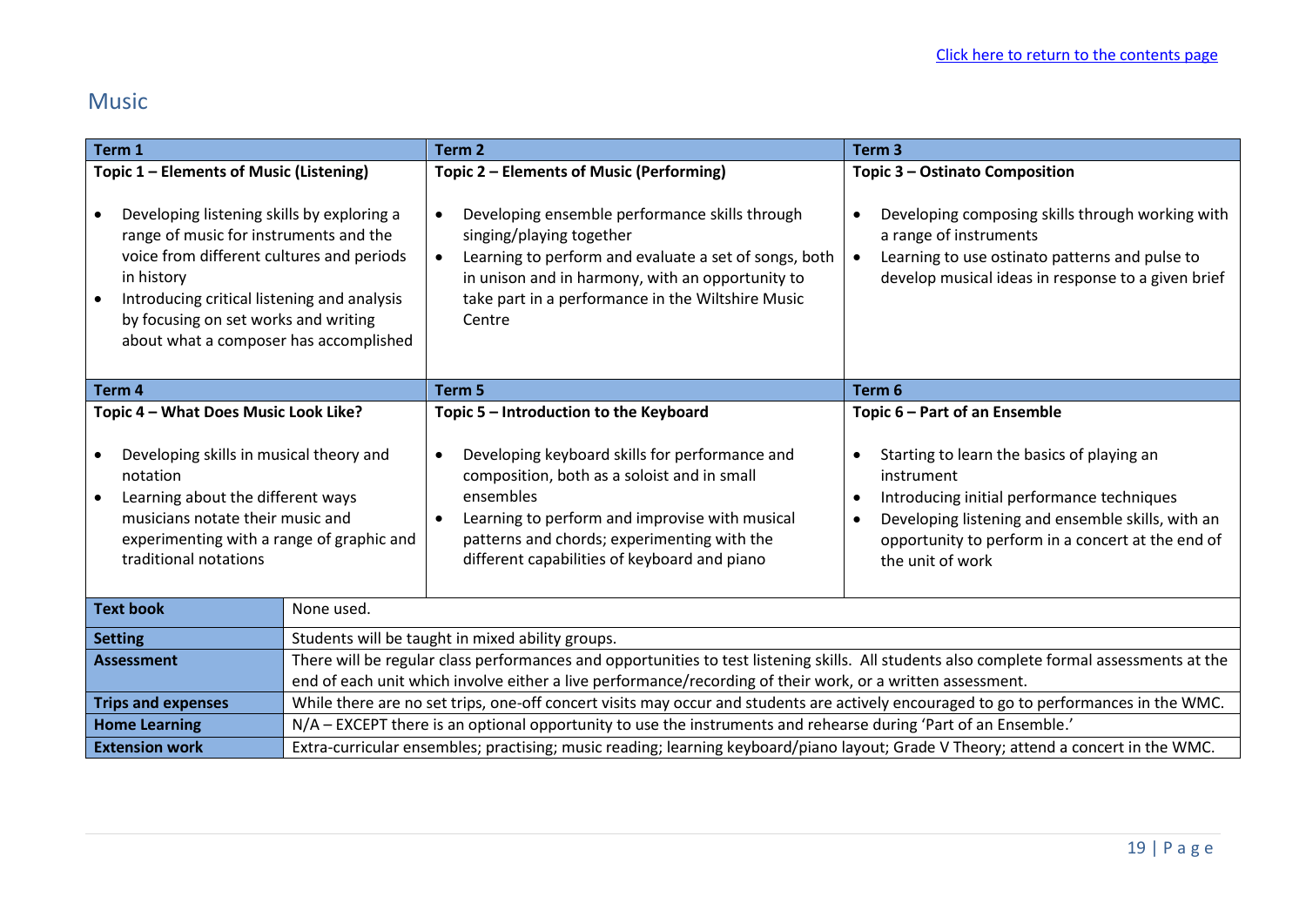[Click here to return to the contents page]

## Music

| Term 1 | Term 2 | Term 3 |
|---|---|---|
| **Topic 1 – Elements of Music (Listening)**<br><br>• Developing listening skills by exploring a range of music for instruments and the voice from different cultures and periods in history<br>• Introducing critical listening and analysis by focusing on set works and writing about what a composer has accomplished | **Topic 2 – Elements of Music (Performing)**<br><br>• Developing ensemble performance skills through singing/playing together<br>• Learning to perform and evaluate a set of songs, both in unison and in harmony, with an opportunity to take part in a performance in the Wiltshire Music Centre | **Topic 3 – Ostinato Composition**<br><br>• Developing composing skills through working with a range of instruments<br>• Learning to use ostinato patterns and pulse to develop musical ideas in response to a given brief |
| **Term 4** | **Term 5** | **Term 6** |
| **Topic 4 – What Does Music Look Like?**<br><br>• Developing skills in musical theory and notation<br>• Learning about the different ways musicians notate their music and experimenting with a range of graphic and traditional notations | **Topic 5 – Introduction to the Keyboard**<br><br>• Developing keyboard skills for performance and composition, both as a soloist and in small ensembles<br>• Learning to perform and improvise with musical patterns and chords; experimenting with the different capabilities of keyboard and piano | **Topic 6 – Part of an Ensemble**<br><br>• Starting to learn the basics of playing an instrument<br>• Introducing initial performance techniques<br>• Developing listening and ensemble skills, with an opportunity to perform in a concert at the end of the unit of work |

| | |
|---|---|
| **Text book** | None used. |
| **Setting** | Students will be taught in mixed ability groups. |
| **Assessment** | There will be regular class performances and opportunities to test listening skills. All students also complete formal assessments at the end of each unit which involve either a live performance/recording of their work, or a written assessment. |
| **Trips and expenses** | While there are no set trips, one-off concert visits may occur and students are actively encouraged to go to performances in the WMC. |
| **Home Learning** | N/A – EXCEPT there is an optional opportunity to use the instruments and rehearse during 'Part of an Ensemble.' |
| **Extension work** | Extra-curricular ensembles; practising; music reading; learning keyboard/piano layout; Grade V Theory; attend a concert in the WMC. |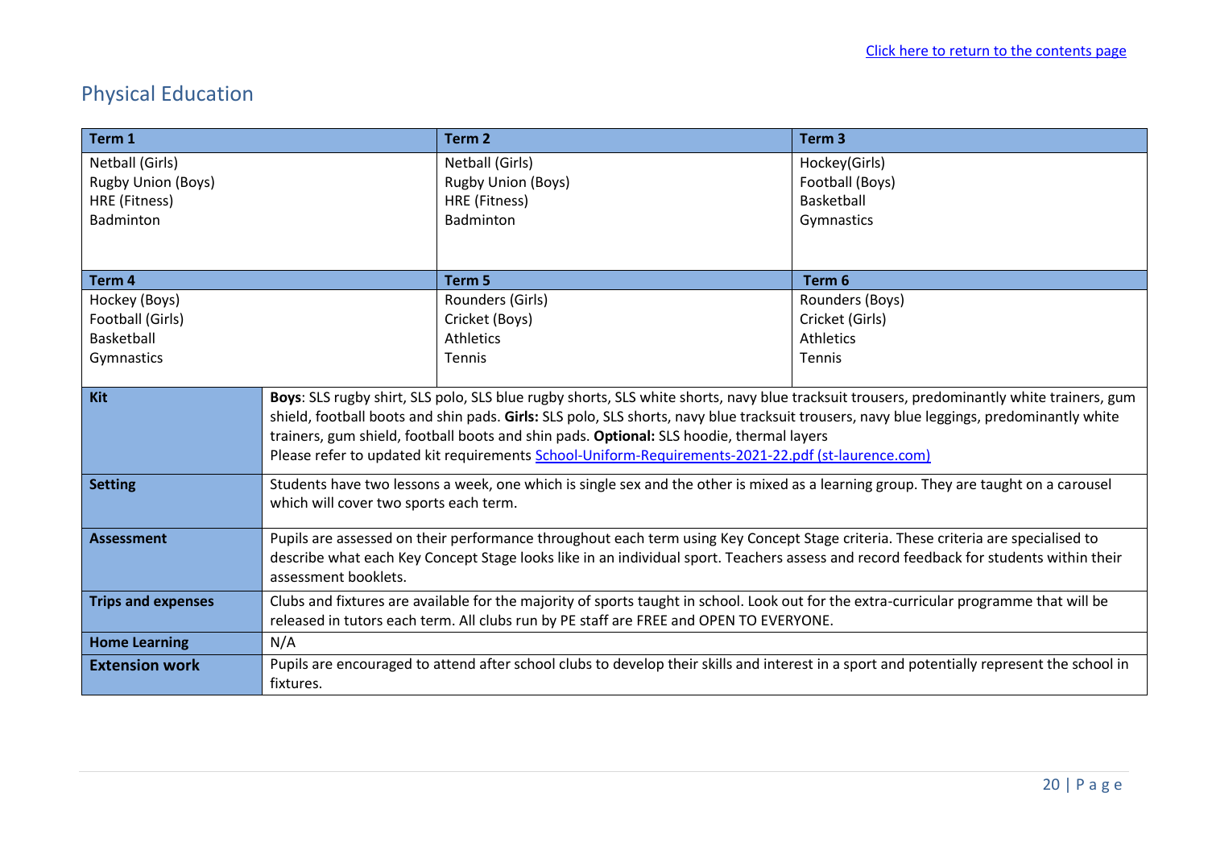[Click here to return to the contents page]

## Physical Education

| Term 1 | Term 2 | Term 3 |
|---|---|---|
| Netball (Girls)<br>Rugby Union (Boys)<br>HRE (Fitness)<br>Badminton | Netball (Girls)<br>Rugby Union (Boys)<br>HRE (Fitness)<br>Badminton | Hockey(Girls)<br>Football (Boys)<br>Basketball<br>Gymnastics |
| **Term 4** | **Term 5** | **Term 6** |
| Hockey (Boys)<br>Football (Girls)<br>Basketball<br>Gymnastics | Rounders (Girls)<br>Cricket (Boys)<br>Athletics<br>Tennis | Rounders (Boys)<br>Cricket (Girls)<br>Athletics<br>Tennis |

| | |
|---|---|
| **Kit** | **Boys**: SLS rugby shirt, SLS polo, SLS blue rugby shorts, SLS white shorts, navy blue tracksuit trousers, predominantly white trainers, gum shield, football boots and shin pads. **Girls:** SLS polo, SLS shorts, navy blue tracksuit trousers, navy blue leggings, predominantly white trainers, gum shield, football boots and shin pads. **Optional:** SLS hoodie, thermal layers<br>Please refer to updated kit requirements [School-Uniform-Requirements-2021-22.pdf (st-laurence.com)] |
| **Setting** | Students have two lessons a week, one which is single sex and the other is mixed as a learning group. They are taught on a carousel which will cover two sports each term. |
| **Assessment** | Pupils are assessed on their performance throughout each term using Key Concept Stage criteria. These criteria are specialised to describe what each Key Concept Stage looks like in an individual sport. Teachers assess and record feedback for students within their assessment booklets. |
| **Trips and expenses** | Clubs and fixtures are available for the majority of sports taught in school. Look out for the extra-curricular programme that will be released in tutors each term. All clubs run by PE staff are FREE and OPEN TO EVERYONE. |
| **Home Learning** | N/A |
| **Extension work** | Pupils are encouraged to attend after school clubs to develop their skills and interest in a sport and potentially represent the school in fixtures. |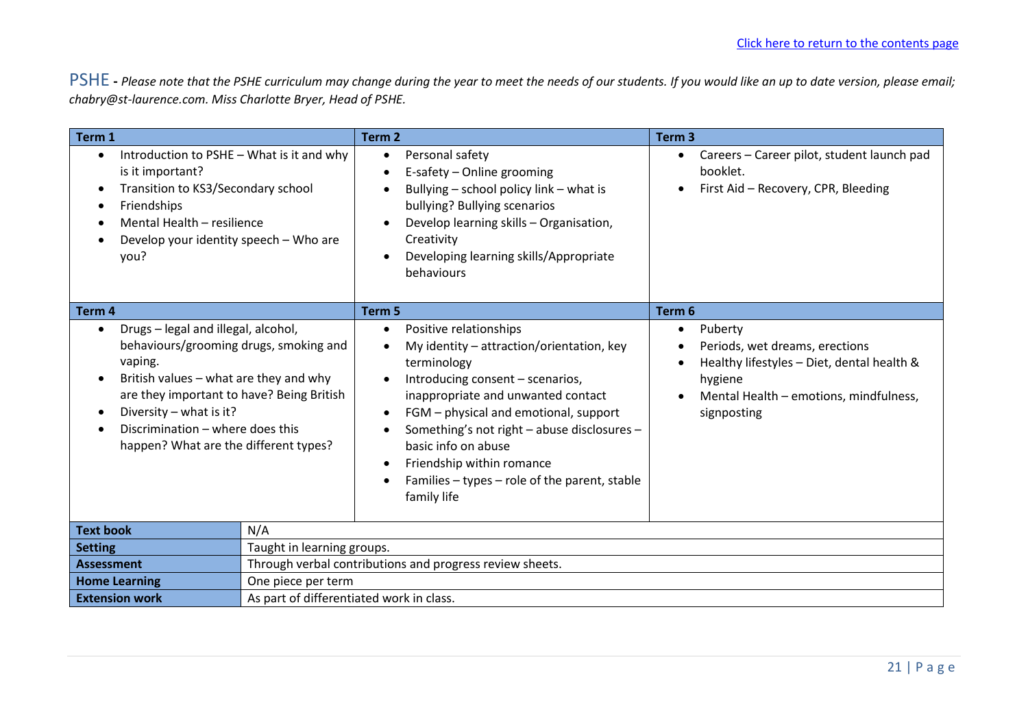[Click here to return to the contents page]

## PSHE - *Please note that the PSHE curriculum may change during the year to meet the needs of our students. If you would like an up to date version, please email; chabry@st-laurence.com. Miss Charlotte Bryer, Head of PSHE.*

| Term 1 | Term 2 | Term 3 |
|---|---|---|
| • Introduction to PSHE – What is it and why is it important?<br>• Transition to KS3/Secondary school<br>• Friendships<br>• Mental Health – resilience<br>• Develop your identity speech – Who are you? | • Personal safety<br>• E-safety – Online grooming<br>• Bullying – school policy link – what is bullying? Bullying scenarios<br>• Develop learning skills – Organisation, Creativity<br>• Developing learning skills/Appropriate behaviours | • Careers – Career pilot, student launch pad booklet.<br>• First Aid – Recovery, CPR, Bleeding |
| **Term 4** | **Term 5** | **Term 6** |
| • Drugs – legal and illegal, alcohol, behaviours/grooming drugs, smoking and vaping.<br>• British values – what are they and why are they important to have? Being British<br>• Diversity – what is it?<br>• Discrimination – where does this happen? What are the different types? | • Positive relationships<br>• My identity – attraction/orientation, key terminology<br>• Introducing consent – scenarios, inappropriate and unwanted contact<br>• FGM – physical and emotional, support<br>• Something's not right – abuse disclosures – basic info on abuse<br>• Friendship within romance<br>• Families – types – role of the parent, stable family life | • Puberty<br>• Periods, wet dreams, erections<br>• Healthy lifestyles – Diet, dental health & hygiene<br>• Mental Health – emotions, mindfulness, signposting |

| | |
|---|---|
| **Text book** | N/A |
| **Setting** | Taught in learning groups. |
| **Assessment** | Through verbal contributions and progress review sheets. |
| **Home Learning** | One piece per term |
| **Extension work** | As part of differentiated work in class. |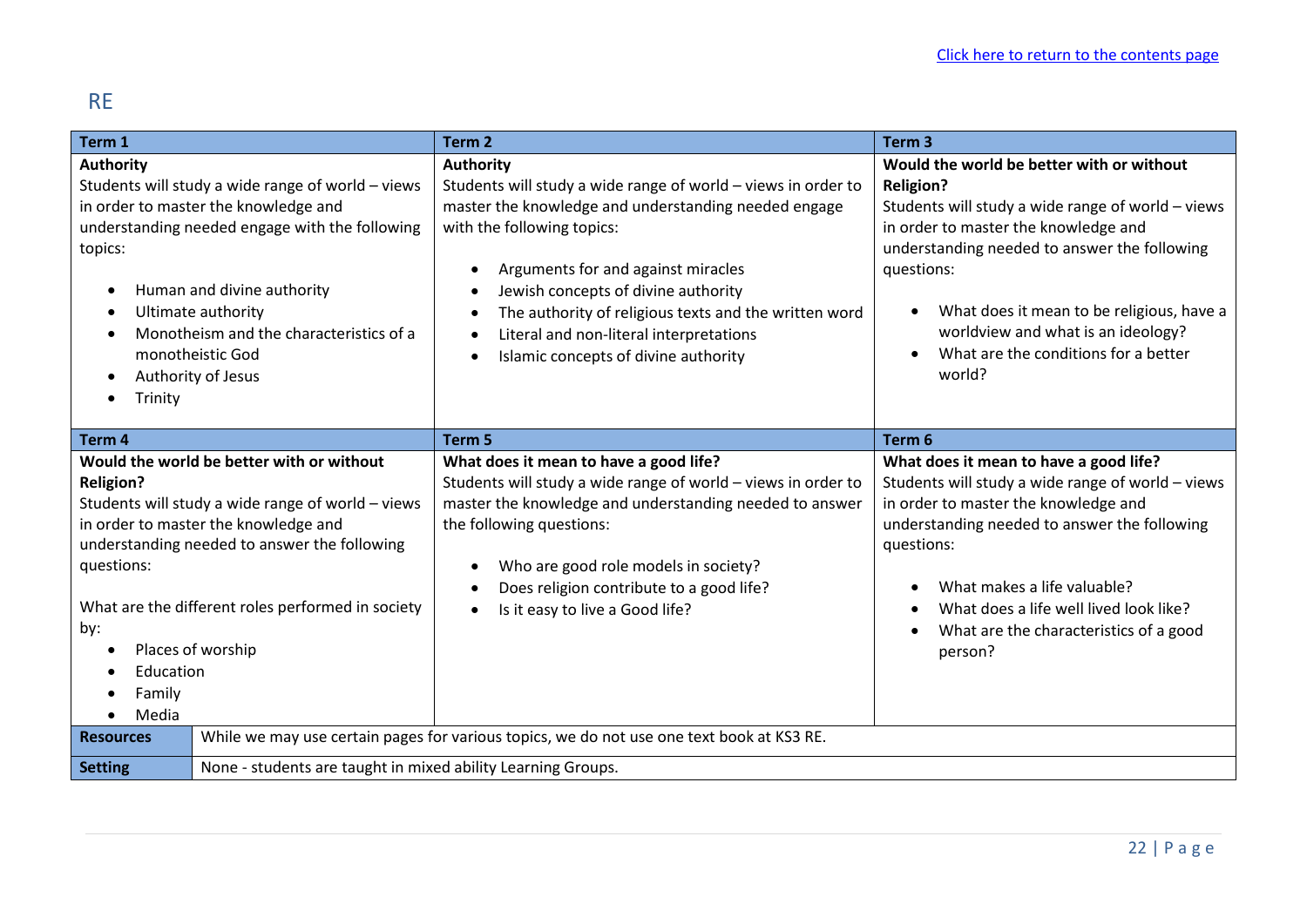[Click here to return to the contents page](#)

## RE

| Term 1 | Term 2 | Term 3 |
|---|---|---|
| **Authority**<br>Students will study a wide range of world – views in order to master the knowledge and understanding needed engage with the following topics:<br><br>• Human and divine authority<br>• Ultimate authority<br>• Monotheism and the characteristics of a monotheistic God<br>• Authority of Jesus<br>• Trinity | **Authority**<br>Students will study a wide range of world – views in order to master the knowledge and understanding needed engage with the following topics:<br><br>• Arguments for and against miracles<br>• Jewish concepts of divine authority<br>• The authority of religious texts and the written word<br>• Literal and non-literal interpretations<br>• Islamic concepts of divine authority | **Would the world be better with or without Religion?**<br>Students will study a wide range of world – views in order to master the knowledge and understanding needed to answer the following questions:<br><br>• What does it mean to be religious, have a worldview and what is an ideology?<br>• What are the conditions for a better world? |
| **Term 4** | **Term 5** | **Term 6** |
| **Would the world be better with or without Religion?**<br>Students will study a wide range of world – views in order to master the knowledge and understanding needed to answer the following questions:<br><br>What are the different roles performed in society by:<br>• Places of worship<br>• Education<br>• Family<br>• Media | **What does it mean to have a good life?**<br>Students will study a wide range of world – views in order to master the knowledge and understanding needed to answer the following questions:<br><br>• Who are good role models in society?<br>• Does religion contribute to a good life?<br>• Is it easy to live a Good life? | **What does it mean to have a good life?**<br>Students will study a wide range of world – views in order to master the knowledge and understanding needed to answer the following questions:<br><br>• What makes a life valuable?<br>• What does a life well lived look like?<br>• What are the characteristics of a good person? |

| | |
|---|---|
| **Resources** | While we may use certain pages for various topics, we do not use one text book at KS3 RE. |
| **Setting** | None - students are taught in mixed ability Learning Groups. |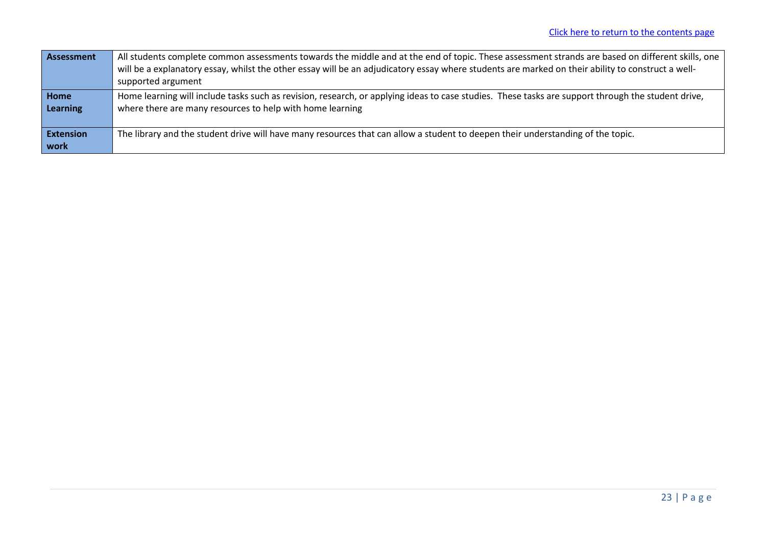[Click here to return to the contents page]

| **Assessment** | All students complete common assessments towards the middle and at the end of topic. These assessment strands are based on different skills, one will be a explanatory essay, whilst the other essay will be an adjudicatory essay where students are marked on their ability to construct a well-supported argument |
|---|---|
| **Home Learning** | Home learning will include tasks such as revision, research, or applying ideas to case studies. These tasks are support through the student drive, where there are many resources to help with home learning |
| **Extension work** | The library and the student drive will have many resources that can allow a student to deepen their understanding of the topic. |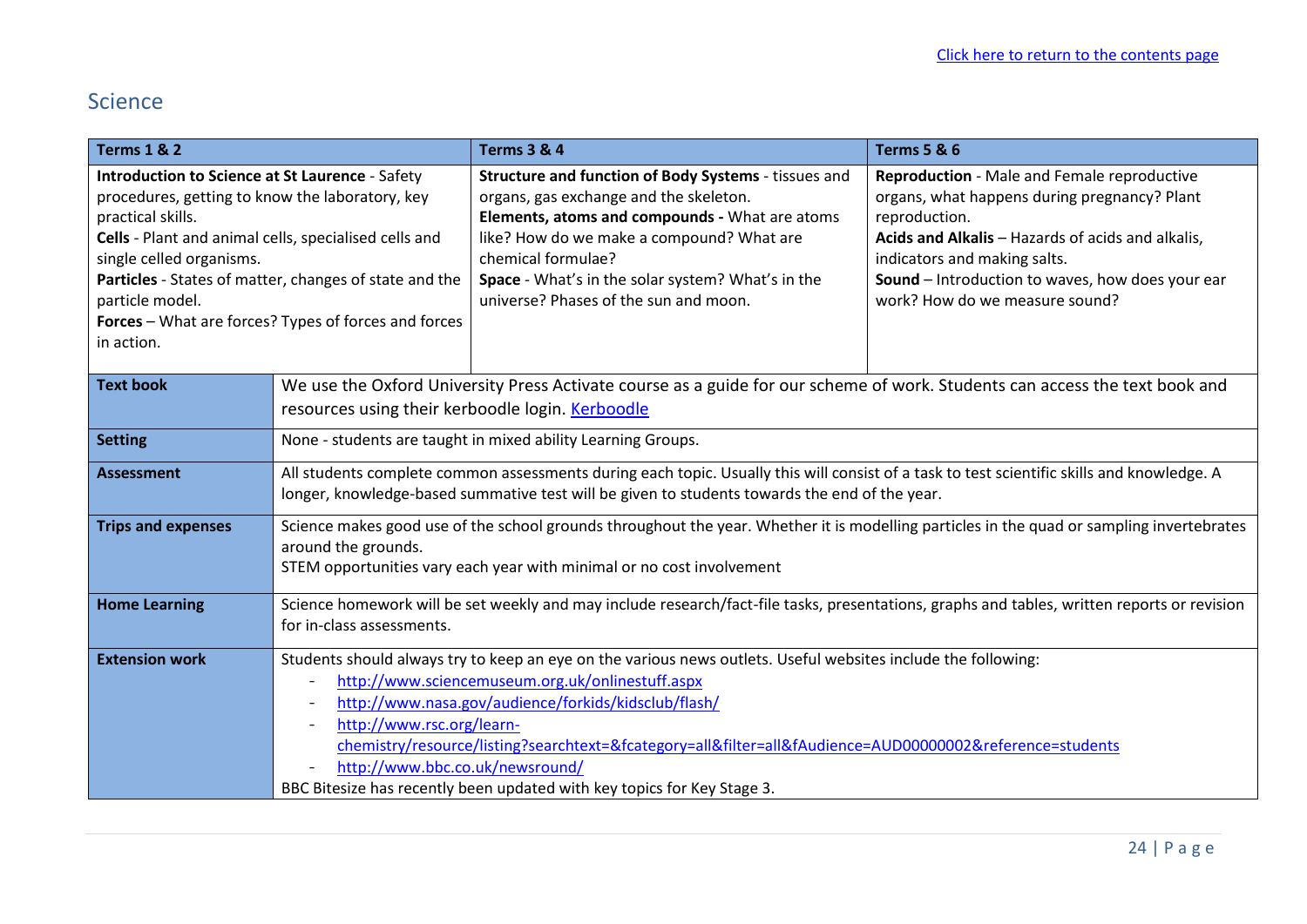[Click here to return to the contents page]

## Science

| Terms 1 & 2 | Terms 3 & 4 | Terms 5 & 6 |
|---|---|---|
| **Introduction to Science at St Laurence** - Safety procedures, getting to know the laboratory, key practical skills.<br>**Cells** - Plant and animal cells, specialised cells and single celled organisms.<br>**Particles** - States of matter, changes of state and the particle model.<br>**Forces** – What are forces? Types of forces and forces in action. | **Structure and function of Body Systems** - tissues and organs, gas exchange and the skeleton.<br>**Elements, atoms and compounds -** What are atoms like? How do we make a compound? What are chemical formulae?<br>**Space** - What's in the solar system? What's in the universe? Phases of the sun and moon. | **Reproduction** - Male and Female reproductive organs, what happens during pregnancy? Plant reproduction.<br>**Acids and Alkalis** – Hazards of acids and alkalis, indicators and making salts.<br>**Sound** – Introduction to waves, how does your ear work? How do we measure sound? |

| | |
|---|---|
| **Text book** | We use the Oxford University Press Activate course as a guide for our scheme of work. Students can access the text book and resources using their kerboodle login. [Kerboodle] |
| **Setting** | None - students are taught in mixed ability Learning Groups. |
| **Assessment** | All students complete common assessments during each topic. Usually this will consist of a task to test scientific skills and knowledge. A longer, knowledge-based summative test will be given to students towards the end of the year. |
| **Trips and expenses** | Science makes good use of the school grounds throughout the year. Whether it is modelling particles in the quad or sampling invertebrates around the grounds.<br>STEM opportunities vary each year with minimal or no cost involvement |
| **Home Learning** | Science homework will be set weekly and may include research/fact-file tasks, presentations, graphs and tables, written reports or revision for in-class assessments. |
| **Extension work** | Students should always try to keep an eye on the various news outlets. Useful websites include the following:<br>- http://www.sciencemuseum.org.uk/onlinestuff.aspx<br>- http://www.nasa.gov/audience/forkids/kidsclub/flash/<br>- http://www.rsc.org/learn-chemistry/resource/listing?searchtext=&fcategory=all&filter=all&fAudience=AUD00000002&reference=students<br>- http://www.bbc.co.uk/newsround/<br>BBC Bitesize has recently been updated with key topics for Key Stage 3. |